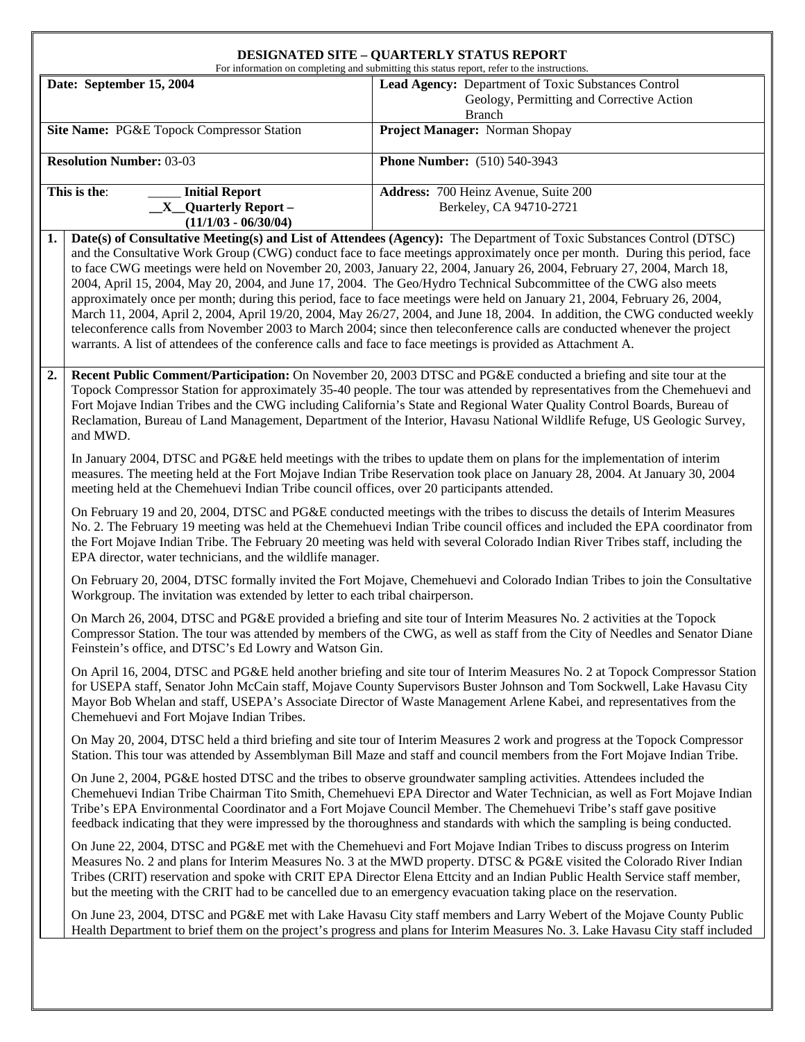# DESIGNATED SITE – QUARTERLY STATUS REPORT

For information on completing and submitting this status report, refer to the instructions.

| | |
|---|---|
| **Date: September 15, 2004** | **Lead Agency:** Department of Toxic Substances Control Geology, Permitting and Corrective Action Branch |
| **Site Name:** PG&E Topock Compressor Station | **Project Manager:** Norman Shopay |
| **Resolution Number:** 03-03 | **Phone Number:** (510) 540-3943 |
| **This is the**: _____ **Initial Report** __X__ **Quarterly Report – (11/1/03 - 06/30/04)** | **Address:** 700 Heinz Avenue, Suite 200 Berkeley, CA 94710-2721 |

**1.** **Date(s) of Consultative Meeting(s) and List of Attendees (Agency):** The Department of Toxic Substances Control (DTSC) and the Consultative Work Group (CWG) conduct face to face meetings approximately once per month. During this period, face to face CWG meetings were held on November 20, 2003, January 22, 2004, January 26, 2004, February 27, 2004, March 18, 2004, April 15, 2004, May 20, 2004, and June 17, 2004. The Geo/Hydro Technical Subcommittee of the CWG also meets approximately once per month; during this period, face to face meetings were held on January 21, 2004, February 26, 2004, March 11, 2004, April 2, 2004, April 19/20, 2004, May 26/27, 2004, and June 18, 2004. In addition, the CWG conducted weekly teleconference calls from November 2003 to March 2004; since then teleconference calls are conducted whenever the project warrants. A list of attendees of the conference calls and face to face meetings is provided as Attachment A.

**2.** **Recent Public Comment/Participation:** On November 20, 2003 DTSC and PG&E conducted a briefing and site tour at the Topock Compressor Station for approximately 35-40 people. The tour was attended by representatives from the Chemehuevi and Fort Mojave Indian Tribes and the CWG including California's State and Regional Water Quality Control Boards, Bureau of Reclamation, Bureau of Land Management, Department of the Interior, Havasu National Wildlife Refuge, US Geologic Survey, and MWD.

In January 2004, DTSC and PG&E held meetings with the tribes to update them on plans for the implementation of interim measures. The meeting held at the Fort Mojave Indian Tribe Reservation took place on January 28, 2004. At January 30, 2004 meeting held at the Chemehuevi Indian Tribe council offices, over 20 participants attended.

On February 19 and 20, 2004, DTSC and PG&E conducted meetings with the tribes to discuss the details of Interim Measures No. 2. The February 19 meeting was held at the Chemehuevi Indian Tribe council offices and included the EPA coordinator from the Fort Mojave Indian Tribe. The February 20 meeting was held with several Colorado Indian River Tribes staff, including the EPA director, water technicians, and the wildlife manager.

On February 20, 2004, DTSC formally invited the Fort Mojave, Chemehuevi and Colorado Indian Tribes to join the Consultative Workgroup. The invitation was extended by letter to each tribal chairperson.

On March 26, 2004, DTSC and PG&E provided a briefing and site tour of Interim Measures No. 2 activities at the Topock Compressor Station. The tour was attended by members of the CWG, as well as staff from the City of Needles and Senator Diane Feinstein's office, and DTSC's Ed Lowry and Watson Gin.

On April 16, 2004, DTSC and PG&E held another briefing and site tour of Interim Measures No. 2 at Topock Compressor Station for USEPA staff, Senator John McCain staff, Mojave County Supervisors Buster Johnson and Tom Sockwell, Lake Havasu City Mayor Bob Whelan and staff, USEPA's Associate Director of Waste Management Arlene Kabei, and representatives from the Chemehuevi and Fort Mojave Indian Tribes.

On May 20, 2004, DTSC held a third briefing and site tour of Interim Measures 2 work and progress at the Topock Compressor Station. This tour was attended by Assemblyman Bill Maze and staff and council members from the Fort Mojave Indian Tribe.

On June 2, 2004, PG&E hosted DTSC and the tribes to observe groundwater sampling activities. Attendees included the Chemehuevi Indian Tribe Chairman Tito Smith, Chemehuevi EPA Director and Water Technician, as well as Fort Mojave Indian Tribe's EPA Environmental Coordinator and a Fort Mojave Council Member. The Chemehuevi Tribe's staff gave positive feedback indicating that they were impressed by the thoroughness and standards with which the sampling is being conducted.

On June 22, 2004, DTSC and PG&E met with the Chemehuevi and Fort Mojave Indian Tribes to discuss progress on Interim Measures No. 2 and plans for Interim Measures No. 3 at the MWD property. DTSC & PG&E visited the Colorado River Indian Tribes (CRIT) reservation and spoke with CRIT EPA Director Elena Ettcity and an Indian Public Health Service staff member, but the meeting with the CRIT had to be cancelled due to an emergency evacuation taking place on the reservation.

On June 23, 2004, DTSC and PG&E met with Lake Havasu City staff members and Larry Webert of the Mojave County Public Health Department to brief them on the project's progress and plans for Interim Measures No. 3. Lake Havasu City staff included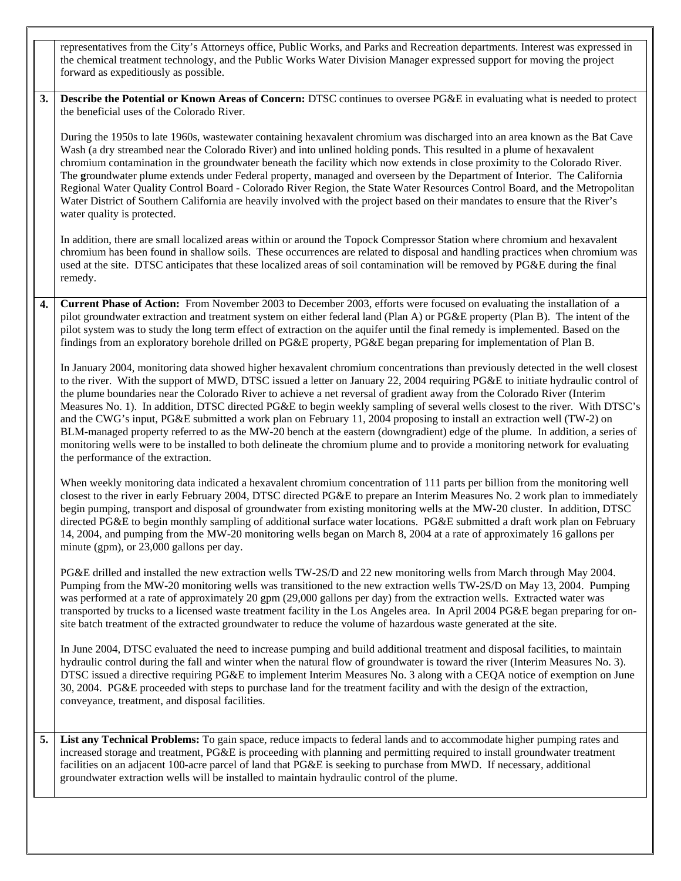representatives from the City's Attorneys office, Public Works, and Parks and Recreation departments. Interest was expressed in the chemical treatment technology, and the Public Works Water Division Manager expressed support for moving the project forward as expeditiously as possible.

**3.** **Describe the Potential or Known Areas of Concern:** DTSC continues to oversee PG&E in evaluating what is needed to protect the beneficial uses of the Colorado River.

During the 1950s to late 1960s, wastewater containing hexavalent chromium was discharged into an area known as the Bat Cave Wash (a dry streambed near the Colorado River) and into unlined holding ponds. This resulted in a plume of hexavalent chromium contamination in the groundwater beneath the facility which now extends in close proximity to the Colorado River. The groundwater plume extends under Federal property, managed and overseen by the Department of Interior. The California Regional Water Quality Control Board - Colorado River Region, the State Water Resources Control Board, and the Metropolitan Water District of Southern California are heavily involved with the project based on their mandates to ensure that the River's water quality is protected.

In addition, there are small localized areas within or around the Topock Compressor Station where chromium and hexavalent chromium has been found in shallow soils. These occurrences are related to disposal and handling practices when chromium was used at the site. DTSC anticipates that these localized areas of soil contamination will be removed by PG&E during the final remedy.

**4.** **Current Phase of Action:** From November 2003 to December 2003, efforts were focused on evaluating the installation of a pilot groundwater extraction and treatment system on either federal land (Plan A) or PG&E property (Plan B). The intent of the pilot system was to study the long term effect of extraction on the aquifer until the final remedy is implemented. Based on the findings from an exploratory borehole drilled on PG&E property, PG&E began preparing for implementation of Plan B.

In January 2004, monitoring data showed higher hexavalent chromium concentrations than previously detected in the well closest to the river. With the support of MWD, DTSC issued a letter on January 22, 2004 requiring PG&E to initiate hydraulic control of the plume boundaries near the Colorado River to achieve a net reversal of gradient away from the Colorado River (Interim Measures No. 1). In addition, DTSC directed PG&E to begin weekly sampling of several wells closest to the river. With DTSC's and the CWG's input, PG&E submitted a work plan on February 11, 2004 proposing to install an extraction well (TW-2) on BLM-managed property referred to as the MW-20 bench at the eastern (downgradient) edge of the plume. In addition, a series of monitoring wells were to be installed to both delineate the chromium plume and to provide a monitoring network for evaluating the performance of the extraction.

When weekly monitoring data indicated a hexavalent chromium concentration of 111 parts per billion from the monitoring well closest to the river in early February 2004, DTSC directed PG&E to prepare an Interim Measures No. 2 work plan to immediately begin pumping, transport and disposal of groundwater from existing monitoring wells at the MW-20 cluster. In addition, DTSC directed PG&E to begin monthly sampling of additional surface water locations. PG&E submitted a draft work plan on February 14, 2004, and pumping from the MW-20 monitoring wells began on March 8, 2004 at a rate of approximately 16 gallons per minute (gpm), or 23,000 gallons per day.

PG&E drilled and installed the new extraction wells TW-2S/D and 22 new monitoring wells from March through May 2004. Pumping from the MW-20 monitoring wells was transitioned to the new extraction wells TW-2S/D on May 13, 2004. Pumping was performed at a rate of approximately 20 gpm (29,000 gallons per day) from the extraction wells. Extracted water was transported by trucks to a licensed waste treatment facility in the Los Angeles area. In April 2004 PG&E began preparing for on-site batch treatment of the extracted groundwater to reduce the volume of hazardous waste generated at the site.

In June 2004, DTSC evaluated the need to increase pumping and build additional treatment and disposal facilities, to maintain hydraulic control during the fall and winter when the natural flow of groundwater is toward the river (Interim Measures No. 3). DTSC issued a directive requiring PG&E to implement Interim Measures No. 3 along with a CEQA notice of exemption on June 30, 2004. PG&E proceeded with steps to purchase land for the treatment facility and with the design of the extraction, conveyance, treatment, and disposal facilities.

**5.** **List any Technical Problems:** To gain space, reduce impacts to federal lands and to accommodate higher pumping rates and increased storage and treatment, PG&E is proceeding with planning and permitting required to install groundwater treatment facilities on an adjacent 100-acre parcel of land that PG&E is seeking to purchase from MWD. If necessary, additional groundwater extraction wells will be installed to maintain hydraulic control of the plume.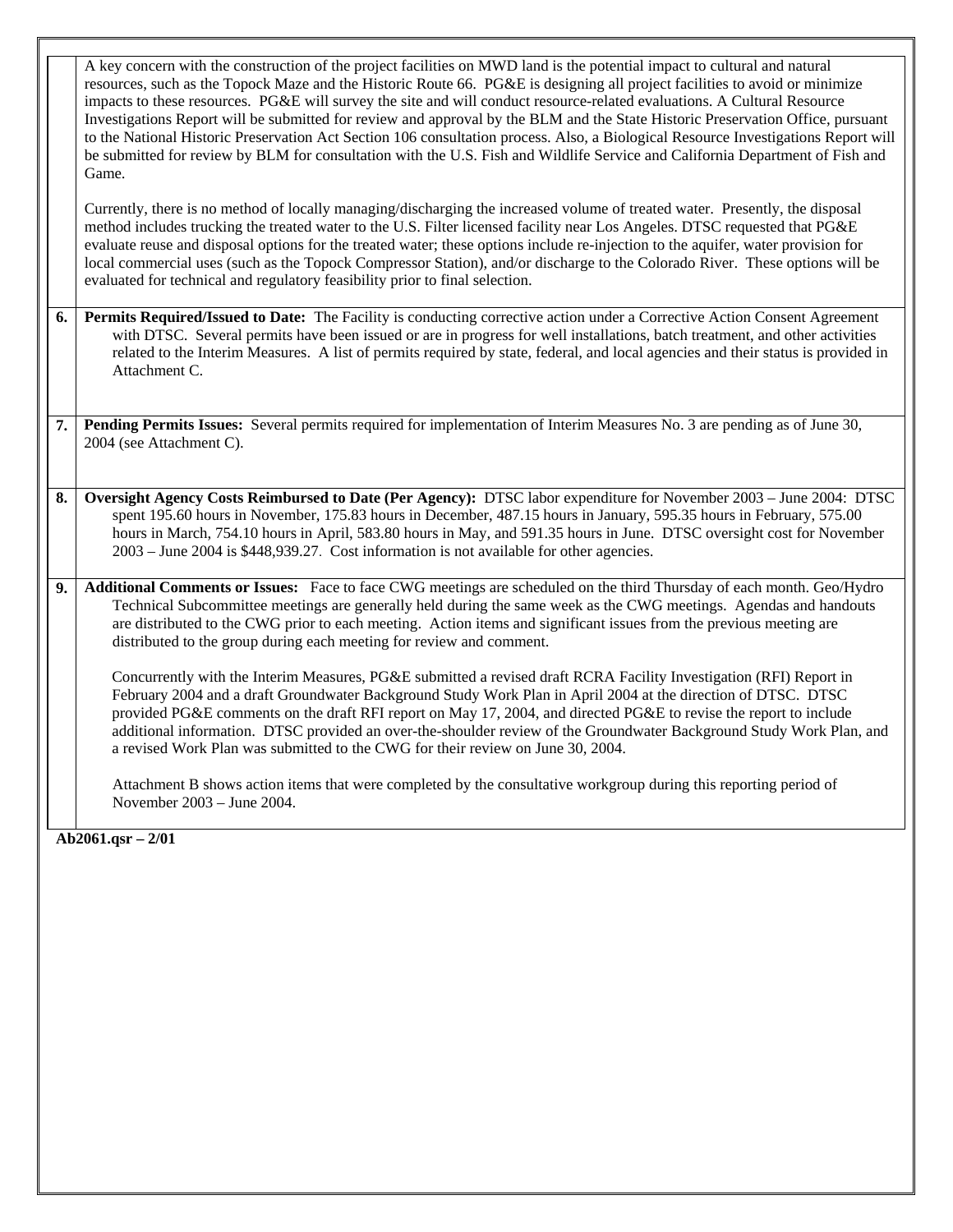A key concern with the construction of the project facilities on MWD land is the potential impact to cultural and natural resources, such as the Topock Maze and the Historic Route 66. PG&E is designing all project facilities to avoid or minimize impacts to these resources. PG&E will survey the site and will conduct resource-related evaluations. A Cultural Resource Investigations Report will be submitted for review and approval by the BLM and the State Historic Preservation Office, pursuant to the National Historic Preservation Act Section 106 consultation process. Also, a Biological Resource Investigations Report will be submitted for review by BLM for consultation with the U.S. Fish and Wildlife Service and California Department of Fish and Game.

Currently, there is no method of locally managing/discharging the increased volume of treated water. Presently, the disposal method includes trucking the treated water to the U.S. Filter licensed facility near Los Angeles. DTSC requested that PG&E evaluate reuse and disposal options for the treated water; these options include re-injection to the aquifer, water provision for local commercial uses (such as the Topock Compressor Station), and/or discharge to the Colorado River. These options will be evaluated for technical and regulatory feasibility prior to final selection.

**6.** **Permits Required/Issued to Date:** The Facility is conducting corrective action under a Corrective Action Consent Agreement with DTSC. Several permits have been issued or are in progress for well installations, batch treatment, and other activities related to the Interim Measures. A list of permits required by state, federal, and local agencies and their status is provided in Attachment C.

**7.** **Pending Permits Issues:** Several permits required for implementation of Interim Measures No. 3 are pending as of June 30, 2004 (see Attachment C).

**8.** **Oversight Agency Costs Reimbursed to Date (Per Agency):** DTSC labor expenditure for November 2003 – June 2004: DTSC spent 195.60 hours in November, 175.83 hours in December, 487.15 hours in January, 595.35 hours in February, 575.00 hours in March, 754.10 hours in April, 583.80 hours in May, and 591.35 hours in June. DTSC oversight cost for November 2003 – June 2004 is $448,939.27. Cost information is not available for other agencies.

**9.** **Additional Comments or Issues:** Face to face CWG meetings are scheduled on the third Thursday of each month. Geo/Hydro Technical Subcommittee meetings are generally held during the same week as the CWG meetings. Agendas and handouts are distributed to the CWG prior to each meeting. Action items and significant issues from the previous meeting are distributed to the group during each meeting for review and comment.

Concurrently with the Interim Measures, PG&E submitted a revised draft RCRA Facility Investigation (RFI) Report in February 2004 and a draft Groundwater Background Study Work Plan in April 2004 at the direction of DTSC. DTSC provided PG&E comments on the draft RFI report on May 17, 2004, and directed PG&E to revise the report to include additional information. DTSC provided an over-the-shoulder review of the Groundwater Background Study Work Plan, and a revised Work Plan was submitted to the CWG for their review on June 30, 2004.

Attachment B shows action items that were completed by the consultative workgroup during this reporting period of November 2003 – June 2004.

**Ab2061.qsr – 2/01**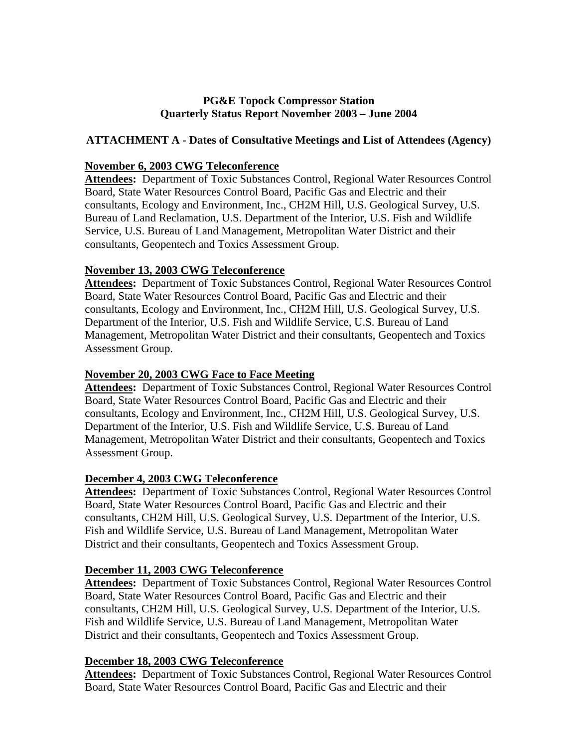**PG&E Topock Compressor Station**
**Quarterly Status Report November 2003 – June 2004**

**ATTACHMENT A - Dates of Consultative Meetings and List of Attendees (Agency)**

**November 6, 2003 CWG Teleconference**
**Attendees:** Department of Toxic Substances Control, Regional Water Resources Control Board, State Water Resources Control Board, Pacific Gas and Electric and their consultants, Ecology and Environment, Inc., CH2M Hill, U.S. Geological Survey, U.S. Bureau of Land Reclamation, U.S. Department of the Interior, U.S. Fish and Wildlife Service, U.S. Bureau of Land Management, Metropolitan Water District and their consultants, Geopentech and Toxics Assessment Group.

**November 13, 2003 CWG Teleconference**
**Attendees:** Department of Toxic Substances Control, Regional Water Resources Control Board, State Water Resources Control Board, Pacific Gas and Electric and their consultants, Ecology and Environment, Inc., CH2M Hill, U.S. Geological Survey, U.S. Department of the Interior, U.S. Fish and Wildlife Service, U.S. Bureau of Land Management, Metropolitan Water District and their consultants, Geopentech and Toxics Assessment Group.

**November 20, 2003 CWG Face to Face Meeting**
**Attendees:** Department of Toxic Substances Control, Regional Water Resources Control Board, State Water Resources Control Board, Pacific Gas and Electric and their consultants, Ecology and Environment, Inc., CH2M Hill, U.S. Geological Survey, U.S. Department of the Interior, U.S. Fish and Wildlife Service, U.S. Bureau of Land Management, Metropolitan Water District and their consultants, Geopentech and Toxics Assessment Group.

**December 4, 2003 CWG Teleconference**
**Attendees:** Department of Toxic Substances Control, Regional Water Resources Control Board, State Water Resources Control Board, Pacific Gas and Electric and their consultants, CH2M Hill, U.S. Geological Survey, U.S. Department of the Interior, U.S. Fish and Wildlife Service, U.S. Bureau of Land Management, Metropolitan Water District and their consultants, Geopentech and Toxics Assessment Group.

**December 11, 2003 CWG Teleconference**
**Attendees:** Department of Toxic Substances Control, Regional Water Resources Control Board, State Water Resources Control Board, Pacific Gas and Electric and their consultants, CH2M Hill, U.S. Geological Survey, U.S. Department of the Interior, U.S. Fish and Wildlife Service, U.S. Bureau of Land Management, Metropolitan Water District and their consultants, Geopentech and Toxics Assessment Group.

**December 18, 2003 CWG Teleconference**
**Attendees:** Department of Toxic Substances Control, Regional Water Resources Control Board, State Water Resources Control Board, Pacific Gas and Electric and their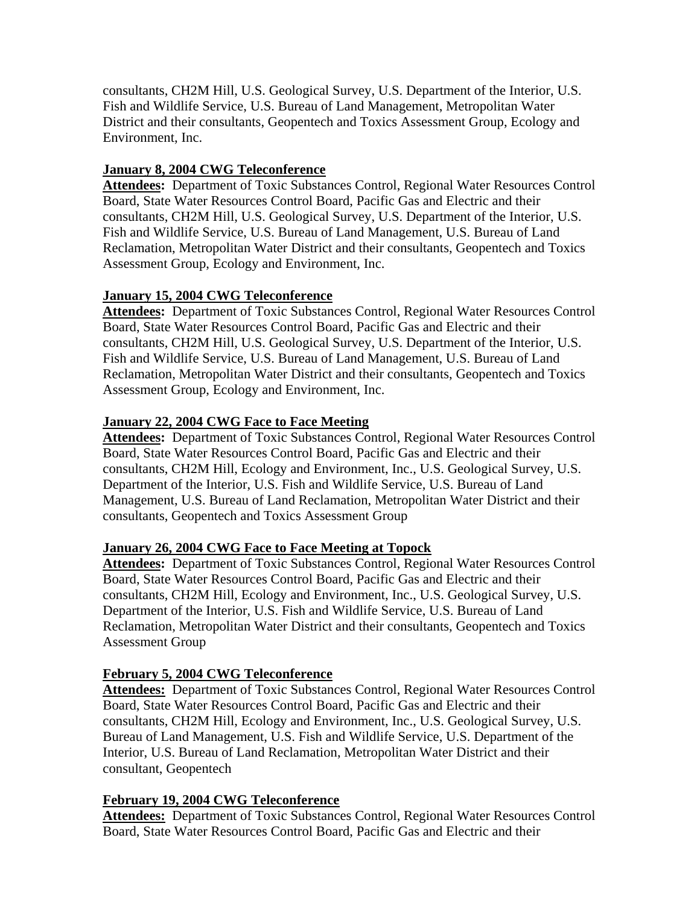consultants, CH2M Hill, U.S. Geological Survey, U.S. Department of the Interior, U.S. Fish and Wildlife Service, U.S. Bureau of Land Management, Metropolitan Water District and their consultants, Geopentech and Toxics Assessment Group, Ecology and Environment, Inc.

**January 8, 2004 CWG Teleconference**

**Attendees:** Department of Toxic Substances Control, Regional Water Resources Control Board, State Water Resources Control Board, Pacific Gas and Electric and their consultants, CH2M Hill, U.S. Geological Survey, U.S. Department of the Interior, U.S. Fish and Wildlife Service, U.S. Bureau of Land Management, U.S. Bureau of Land Reclamation, Metropolitan Water District and their consultants, Geopentech and Toxics Assessment Group, Ecology and Environment, Inc.

**January 15, 2004 CWG Teleconference**

**Attendees:** Department of Toxic Substances Control, Regional Water Resources Control Board, State Water Resources Control Board, Pacific Gas and Electric and their consultants, CH2M Hill, U.S. Geological Survey, U.S. Department of the Interior, U.S. Fish and Wildlife Service, U.S. Bureau of Land Management, U.S. Bureau of Land Reclamation, Metropolitan Water District and their consultants, Geopentech and Toxics Assessment Group, Ecology and Environment, Inc.

**January 22, 2004 CWG Face to Face Meeting**

**Attendees:** Department of Toxic Substances Control, Regional Water Resources Control Board, State Water Resources Control Board, Pacific Gas and Electric and their consultants, CH2M Hill, Ecology and Environment, Inc., U.S. Geological Survey, U.S. Department of the Interior, U.S. Fish and Wildlife Service, U.S. Bureau of Land Management, U.S. Bureau of Land Reclamation, Metropolitan Water District and their consultants, Geopentech and Toxics Assessment Group

**January 26, 2004 CWG Face to Face Meeting at Topock**

**Attendees:** Department of Toxic Substances Control, Regional Water Resources Control Board, State Water Resources Control Board, Pacific Gas and Electric and their consultants, CH2M Hill, Ecology and Environment, Inc., U.S. Geological Survey, U.S. Department of the Interior, U.S. Fish and Wildlife Service, U.S. Bureau of Land Reclamation, Metropolitan Water District and their consultants, Geopentech and Toxics Assessment Group

**February 5, 2004 CWG Teleconference**

**Attendees:** Department of Toxic Substances Control, Regional Water Resources Control Board, State Water Resources Control Board, Pacific Gas and Electric and their consultants, CH2M Hill, Ecology and Environment, Inc., U.S. Geological Survey, U.S. Bureau of Land Management, U.S. Fish and Wildlife Service, U.S. Department of the Interior, U.S. Bureau of Land Reclamation, Metropolitan Water District and their consultant, Geopentech

**February 19, 2004 CWG Teleconference**

**Attendees:** Department of Toxic Substances Control, Regional Water Resources Control Board, State Water Resources Control Board, Pacific Gas and Electric and their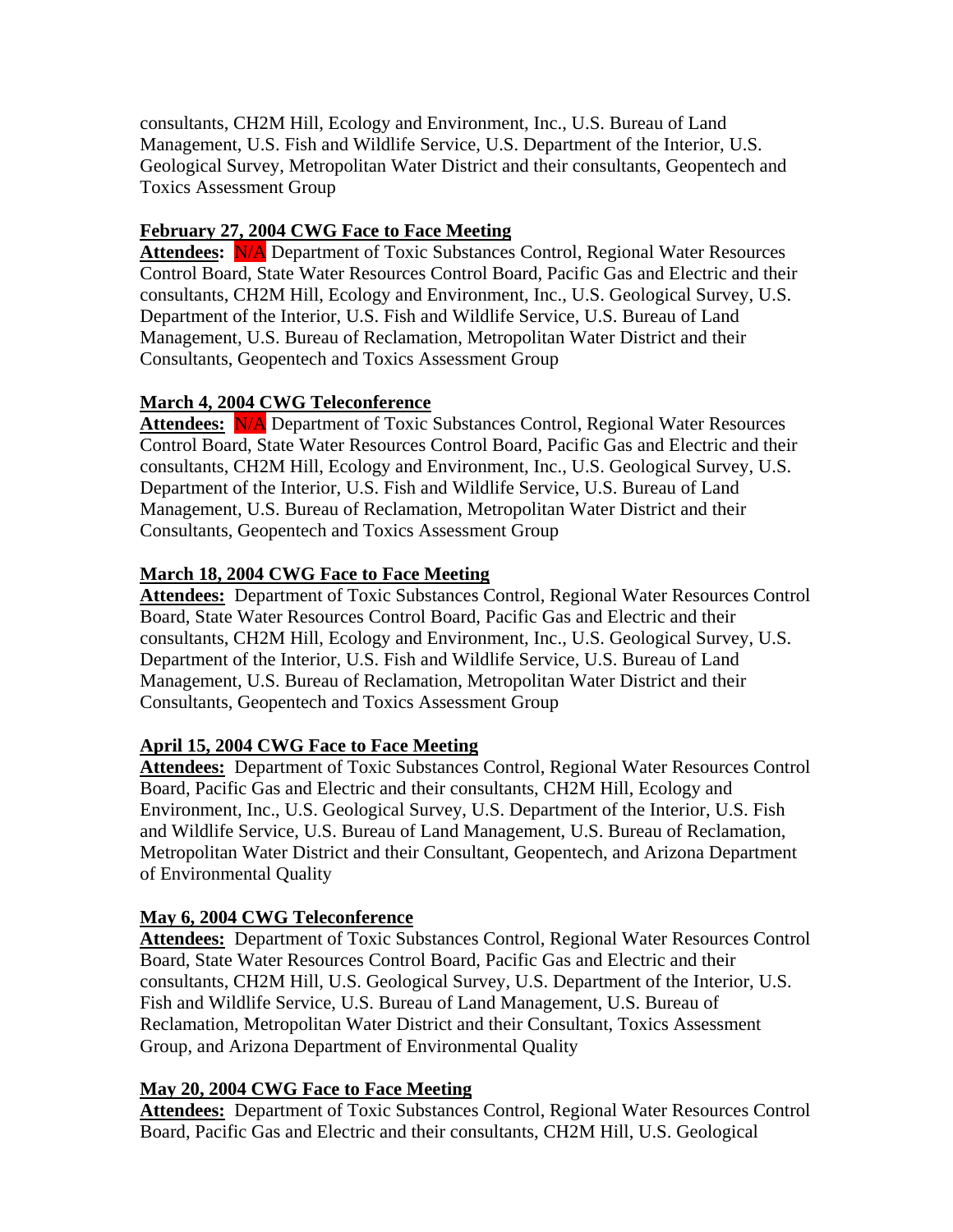consultants, CH2M Hill, Ecology and Environment, Inc., U.S. Bureau of Land Management, U.S. Fish and Wildlife Service, U.S. Department of the Interior, U.S. Geological Survey, Metropolitan Water District and their consultants, Geopentech and Toxics Assessment Group

**February 27, 2004 CWG Face to Face Meeting**

**Attendees:** N/A Department of Toxic Substances Control, Regional Water Resources Control Board, State Water Resources Control Board, Pacific Gas and Electric and their consultants, CH2M Hill, Ecology and Environment, Inc., U.S. Geological Survey, U.S. Department of the Interior, U.S. Fish and Wildlife Service, U.S. Bureau of Land Management, U.S. Bureau of Reclamation, Metropolitan Water District and their Consultants, Geopentech and Toxics Assessment Group

**March 4, 2004 CWG Teleconference**

**Attendees:** N/A Department of Toxic Substances Control, Regional Water Resources Control Board, State Water Resources Control Board, Pacific Gas and Electric and their consultants, CH2M Hill, Ecology and Environment, Inc., U.S. Geological Survey, U.S. Department of the Interior, U.S. Fish and Wildlife Service, U.S. Bureau of Land Management, U.S. Bureau of Reclamation, Metropolitan Water District and their Consultants, Geopentech and Toxics Assessment Group

**March 18, 2004 CWG Face to Face Meeting**

**Attendees:** Department of Toxic Substances Control, Regional Water Resources Control Board, State Water Resources Control Board, Pacific Gas and Electric and their consultants, CH2M Hill, Ecology and Environment, Inc., U.S. Geological Survey, U.S. Department of the Interior, U.S. Fish and Wildlife Service, U.S. Bureau of Land Management, U.S. Bureau of Reclamation, Metropolitan Water District and their Consultants, Geopentech and Toxics Assessment Group

**April 15, 2004 CWG Face to Face Meeting**

**Attendees:** Department of Toxic Substances Control, Regional Water Resources Control Board, Pacific Gas and Electric and their consultants, CH2M Hill, Ecology and Environment, Inc., U.S. Geological Survey, U.S. Department of the Interior, U.S. Fish and Wildlife Service, U.S. Bureau of Land Management, U.S. Bureau of Reclamation, Metropolitan Water District and their Consultant, Geopentech, and Arizona Department of Environmental Quality

**May 6, 2004 CWG Teleconference**

**Attendees:** Department of Toxic Substances Control, Regional Water Resources Control Board, State Water Resources Control Board, Pacific Gas and Electric and their consultants, CH2M Hill, U.S. Geological Survey, U.S. Department of the Interior, U.S. Fish and Wildlife Service, U.S. Bureau of Land Management, U.S. Bureau of Reclamation, Metropolitan Water District and their Consultant, Toxics Assessment Group, and Arizona Department of Environmental Quality

**May 20, 2004 CWG Face to Face Meeting**

**Attendees:** Department of Toxic Substances Control, Regional Water Resources Control Board, Pacific Gas and Electric and their consultants, CH2M Hill, U.S. Geological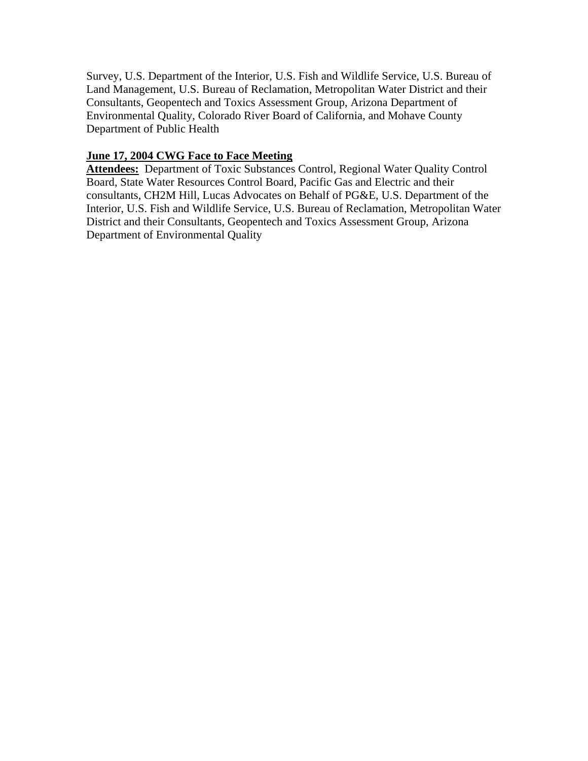Survey, U.S. Department of the Interior, U.S. Fish and Wildlife Service, U.S. Bureau of Land Management, U.S. Bureau of Reclamation, Metropolitan Water District and their Consultants, Geopentech and Toxics Assessment Group, Arizona Department of Environmental Quality, Colorado River Board of California, and Mohave County Department of Public Health

**June 17, 2004 CWG Face to Face Meeting**

**Attendees:** Department of Toxic Substances Control, Regional Water Quality Control Board, State Water Resources Control Board, Pacific Gas and Electric and their consultants, CH2M Hill, Lucas Advocates on Behalf of PG&E, U.S. Department of the Interior, U.S. Fish and Wildlife Service, U.S. Bureau of Reclamation, Metropolitan Water District and their Consultants, Geopentech and Toxics Assessment Group, Arizona Department of Environmental Quality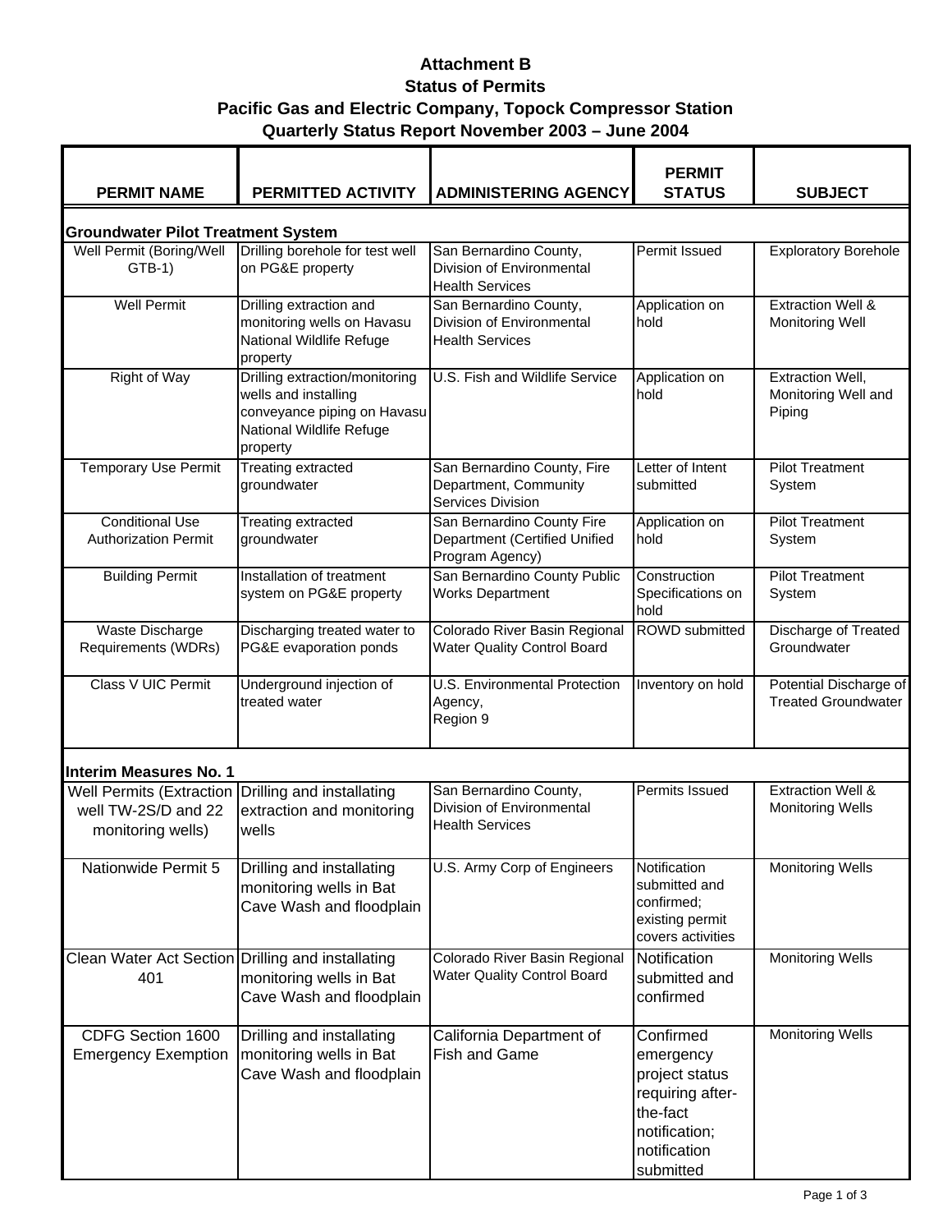**Attachment B**
**Status of Permits**
**Pacific Gas and Electric Company, Topock Compressor Station**
**Quarterly Status Report November 2003 – June 2004**

| PERMIT NAME | PERMITTED ACTIVITY | ADMINISTERING AGENCY | PERMIT STATUS | SUBJECT |
|---|---|---|---|---|
| **Groundwater Pilot Treatment System** | | | | |
| Well Permit (Boring/Well GTB-1) | Drilling borehole for test well on PG&E property | San Bernardino County, Division of Environmental Health Services | Permit Issued | Exploratory Borehole |
| Well Permit | Drilling extraction and monitoring wells on Havasu National Wildlife Refuge property | San Bernardino County, Division of Environmental Health Services | Application on hold | Extraction Well & Monitoring Well |
| Right of Way | Drilling extraction/monitoring wells and installing conveyance piping on Havasu National Wildlife Refuge property | U.S. Fish and Wildlife Service | Application on hold | Extraction Well, Monitoring Well and Piping |
| Temporary Use Permit | Treating extracted groundwater | San Bernardino County, Fire Department, Community Services Division | Letter of Intent submitted | Pilot Treatment System |
| Conditional Use Authorization Permit | Treating extracted groundwater | San Bernardino County Fire Department (Certified Unified Program Agency) | Application on hold | Pilot Treatment System |
| Building Permit | Installation of treatment system on PG&E property | San Bernardino County Public Works Department | Construction Specifications on hold | Pilot Treatment System |
| Waste Discharge Requirements (WDRs) | Discharging treated water to PG&E evaporation ponds | Colorado River Basin Regional Water Quality Control Board | ROWD submitted | Discharge of Treated Groundwater |
| Class V UIC Permit | Underground injection of treated water | U.S. Environmental Protection Agency, Region 9 | Inventory on hold | Potential Discharge of Treated Groundwater |
| **Interim Measures No. 1** | | | | |
| Well Permits (Extraction well TW-2S/D and 22 monitoring wells) | Drilling and installating extraction and monitoring wells | San Bernardino County, Division of Environmental Health Services | Permits Issued | Extraction Well & Monitoring Wells |
| Nationwide Permit 5 | Drilling and installating monitoring wells in Bat Cave Wash and floodplain | U.S. Army Corp of Engineers | Notification submitted and confirmed; existing permit covers activities | Monitoring Wells |
| Clean Water Act Section 401 | Drilling and installating monitoring wells in Bat Cave Wash and floodplain | Colorado River Basin Regional Water Quality Control Board | Notification submitted and confirmed | Monitoring Wells |
| CDFG Section 1600 Emergency Exemption | Drilling and installating monitoring wells in Bat Cave Wash and floodplain | California Department of Fish and Game | Confirmed emergency project status requiring after-the-fact notification; notification submitted | Monitoring Wells |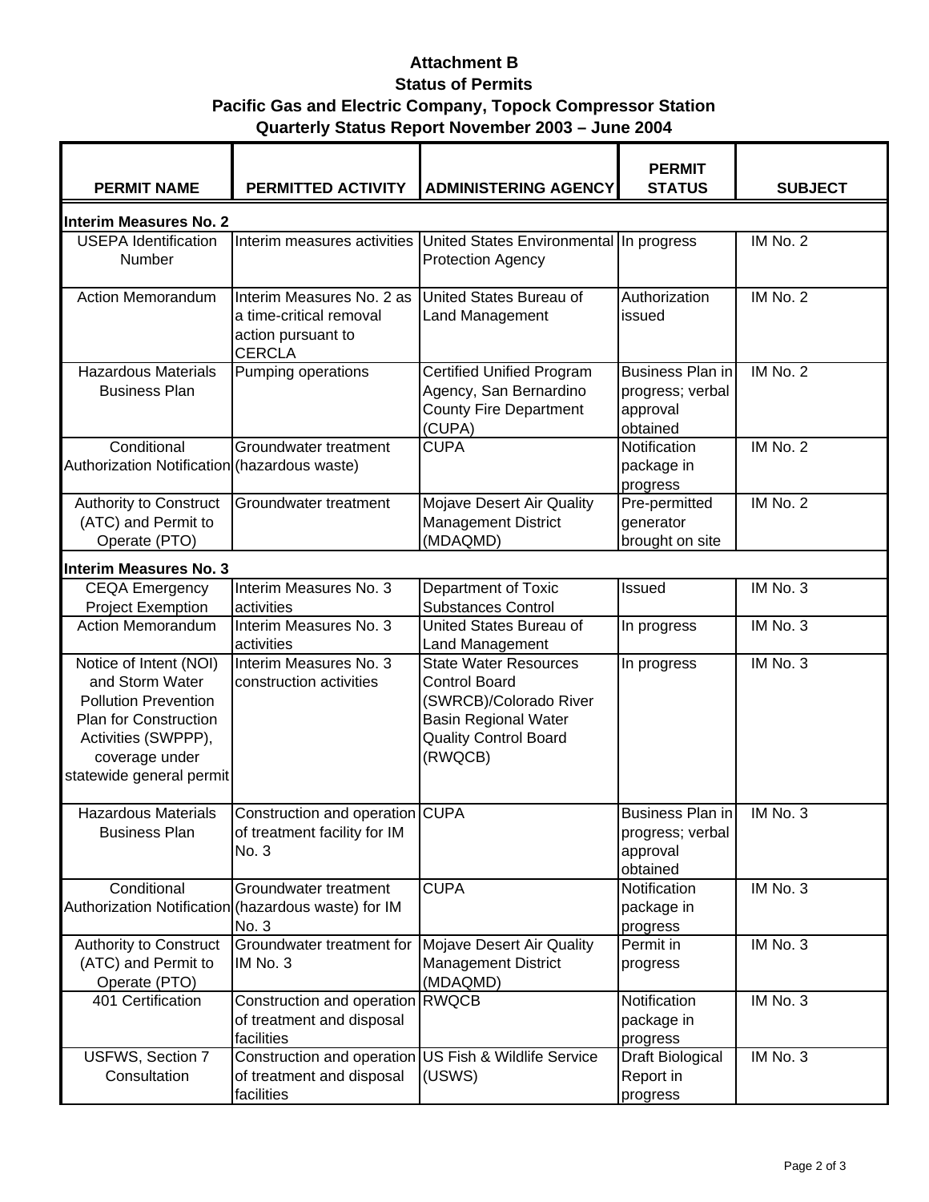**Attachment B**
**Status of Permits**
**Pacific Gas and Electric Company, Topock Compressor Station**
**Quarterly Status Report November 2003 – June 2004**

| PERMIT NAME | PERMITTED ACTIVITY | ADMINISTERING AGENCY | PERMIT STATUS | SUBJECT |
|---|---|---|---|---|
| **Interim Measures No. 2** | | | | |
| USEPA Identification Number | Interim measures activities | United States Environmental Protection Agency | In progress | IM No. 2 |
| Action Memorandum | Interim Measures No. 2 as a time-critical removal action pursuant to CERCLA | United States Bureau of Land Management | Authorization issued | IM No. 2 |
| Hazardous Materials Business Plan | Pumping operations | Certified Unified Program Agency, San Bernardino County Fire Department (CUPA) | Business Plan in progress; verbal approval obtained | IM No. 2 |
| Conditional Authorization Notification | Groundwater treatment (hazardous waste) | CUPA | Notification package in progress | IM No. 2 |
| Authority to Construct (ATC) and Permit to Operate (PTO) | Groundwater treatment | Mojave Desert Air Quality Management District (MDAQMD) | Pre-permitted generator brought on site | IM No. 2 |
| **Interim Measures No. 3** | | | | |
| CEQA Emergency Project Exemption | Interim Measures No. 3 activities | Department of Toxic Substances Control | Issued | IM No. 3 |
| Action Memorandum | Interim Measures No. 3 activities | United States Bureau of Land Management | In progress | IM No. 3 |
| Notice of Intent (NOI) and Storm Water Pollution Prevention Plan for Construction Activities (SWPPP), coverage under statewide general permit | Interim Measures No. 3 construction activities | State Water Resources Control Board (SWRCB)/Colorado River Basin Regional Water Quality Control Board (RWQCB) | In progress | IM No. 3 |
| Hazardous Materials Business Plan | Construction and operation of treatment facility for IM No. 3 | CUPA | Business Plan in progress; verbal approval obtained | IM No. 3 |
| Conditional Authorization Notification | Groundwater treatment (hazardous waste) for IM No. 3 | CUPA | Notification package in progress | IM No. 3 |
| Authority to Construct (ATC) and Permit to Operate (PTO) | Groundwater treatment for IM No. 3 | Mojave Desert Air Quality Management District (MDAQMD) | Permit in progress | IM No. 3 |
| 401 Certification | Construction and operation of treatment and disposal facilities | RWQCB | Notification package in progress | IM No. 3 |
| USFWS, Section 7 Consultation | Construction and operation of treatment and disposal facilities | US Fish & Wildlife Service (USWS) | Draft Biological Report in progress | IM No. 3 |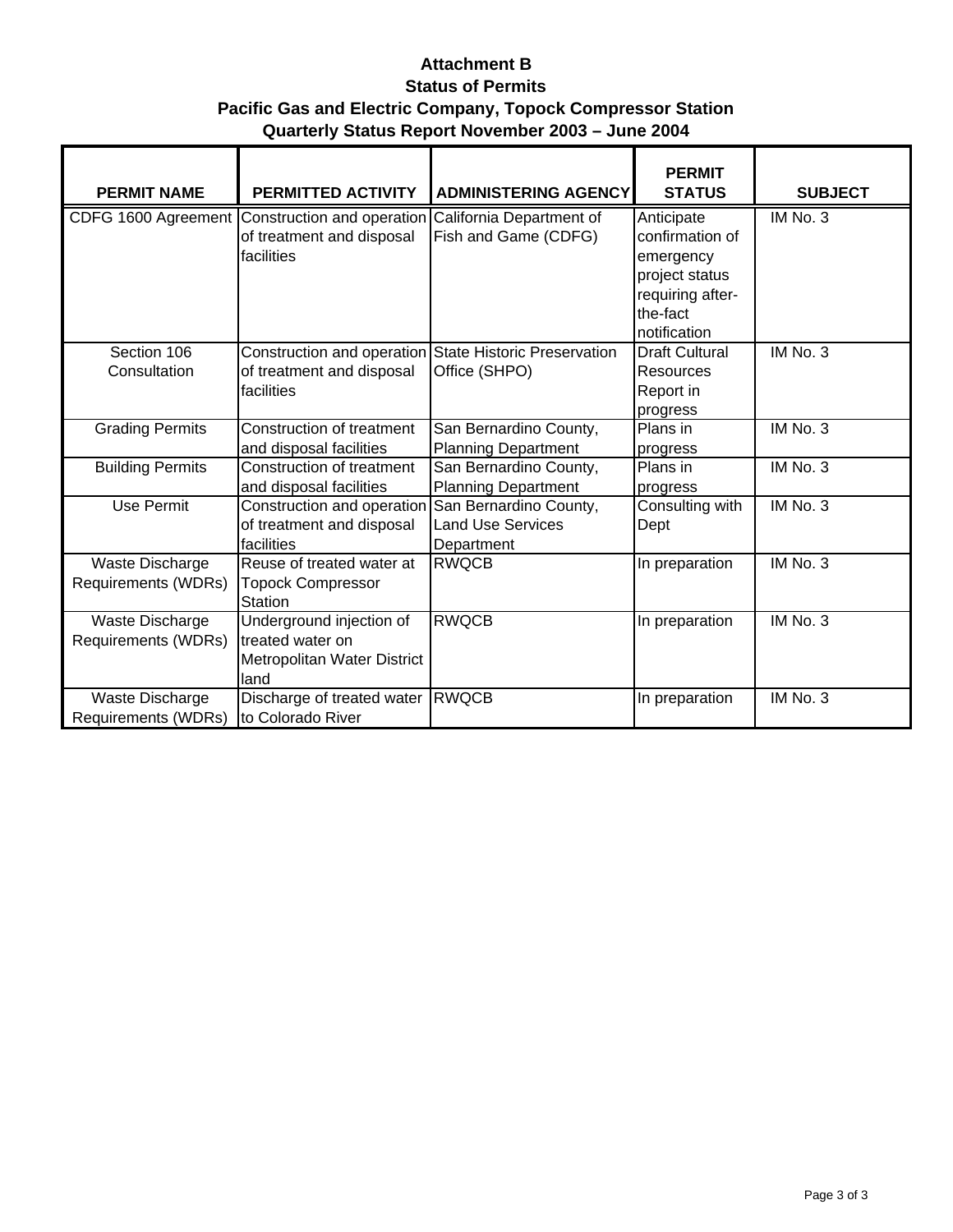# Attachment B
## Status of Permits
## Pacific Gas and Electric Company, Topock Compressor Station
## Quarterly Status Report November 2003 – June 2004

| PERMIT NAME | PERMITTED ACTIVITY | ADMINISTERING AGENCY | PERMIT STATUS | SUBJECT |
|---|---|---|---|---|
| CDFG 1600 Agreement | Construction and operation of treatment and disposal facilities | California Department of Fish and Game (CDFG) | Anticipate confirmation of emergency project status requiring after-the-fact notification | IM No. 3 |
| Section 106 Consultation | Construction and operation of treatment and disposal facilities | State Historic Preservation Office (SHPO) | Draft Cultural Resources Report in progress | IM No. 3 |
| Grading Permits | Construction of treatment and disposal facilities | San Bernardino County, Planning Department | Plans in progress | IM No. 3 |
| Building Permits | Construction of treatment and disposal facilities | San Bernardino County, Planning Department | Plans in progress | IM No. 3 |
| Use Permit | Construction and operation of treatment and disposal facilities | San Bernardino County, Land Use Services Department | Consulting with Dept | IM No. 3 |
| Waste Discharge Requirements (WDRs) | Reuse of treated water at Topock Compressor Station | RWQCB | In preparation | IM No. 3 |
| Waste Discharge Requirements (WDRs) | Underground injection of treated water on Metropolitan Water District land | RWQCB | In preparation | IM No. 3 |
| Waste Discharge Requirements (WDRs) | Discharge of treated water to Colorado River | RWQCB | In preparation | IM No. 3 |